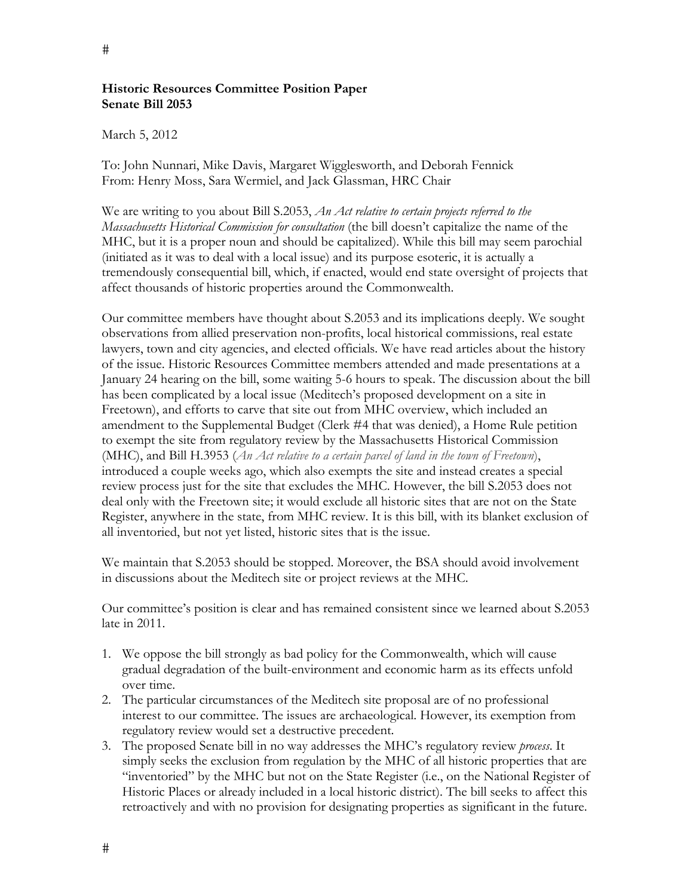**Historic Resources Committee Position Paper**
**Senate Bill 2053**

March 5, 2012

To: John Nunnari, Mike Davis, Margaret Wigglesworth, and Deborah Fennick
From: Henry Moss, Sara Wermiel, and Jack Glassman, HRC Chair

We are writing to you about Bill S.2053, *An Act relative to certain projects referred to the Massachusetts Historical Commission for consultation* (the bill doesn't capitalize the name of the MHC, but it is a proper noun and should be capitalized). While this bill may seem parochial (initiated as it was to deal with a local issue) and its purpose esoteric, it is actually a tremendously consequential bill, which, if enacted, would end state oversight of projects that affect thousands of historic properties around the Commonwealth.

Our committee members have thought about S.2053 and its implications deeply. We sought observations from allied preservation non-profits, local historical commissions, real estate lawyers, town and city agencies, and elected officials. We have read articles about the history of the issue. Historic Resources Committee members attended and made presentations at a January 24 hearing on the bill, some waiting 5-6 hours to speak. The discussion about the bill has been complicated by a local issue (Meditech's proposed development on a site in Freetown), and efforts to carve that site out from MHC overview, which included an amendment to the Supplemental Budget (Clerk #4 that was denied), a Home Rule petition to exempt the site from regulatory review by the Massachusetts Historical Commission (MHC), and Bill H.3953 (*An Act relative to a certain parcel of land in the town of Freetown*), introduced a couple weeks ago, which also exempts the site and instead creates a special review process just for the site that excludes the MHC. However, the bill S.2053 does not deal only with the Freetown site; it would exclude all historic sites that are not on the State Register, anywhere in the state, from MHC review. It is this bill, with its blanket exclusion of all inventoried, but not yet listed, historic sites that is the issue.

We maintain that S.2053 should be stopped. Moreover, the BSA should avoid involvement in discussions about the Meditech site or project reviews at the MHC.

Our committee's position is clear and has remained consistent since we learned about S.2053 late in 2011.

1. We oppose the bill strongly as bad policy for the Commonwealth, which will cause gradual degradation of the built-environment and economic harm as its effects unfold over time.
2. The particular circumstances of the Meditech site proposal are of no professional interest to our committee. The issues are archaeological. However, its exemption from regulatory review would set a destructive precedent.
3. The proposed Senate bill in no way addresses the MHC's regulatory review *process*. It simply seeks the exclusion from regulation by the MHC of all historic properties that are "inventoried" by the MHC but not on the State Register (i.e., on the National Register of Historic Places or already included in a local historic district). The bill seeks to affect this retroactively and with no provision for designating properties as significant in the future.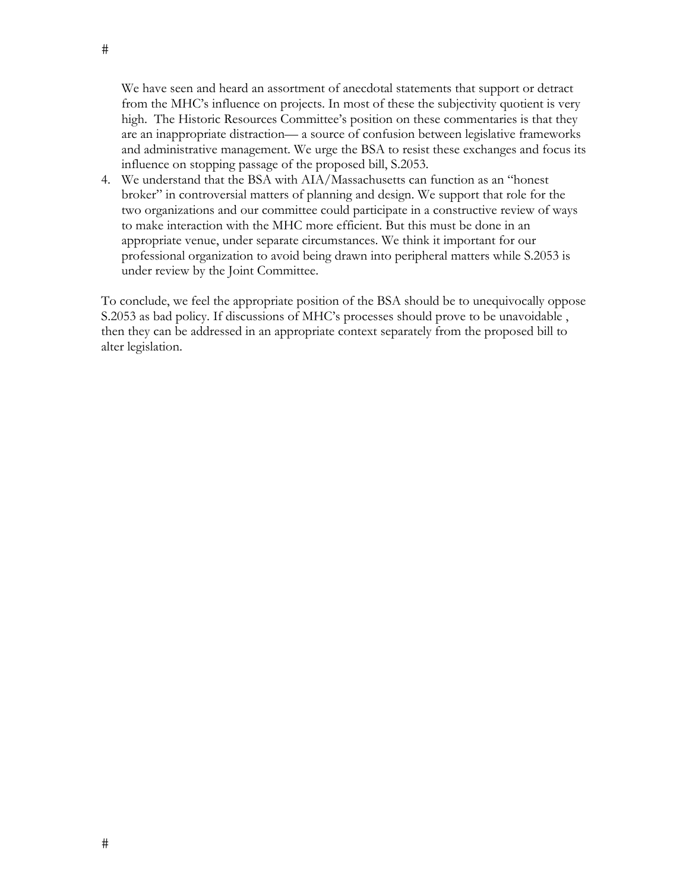We have seen and heard an assortment of anecdotal statements that support or detract from the MHC's influence on projects. In most of these the subjectivity quotient is very high. The Historic Resources Committee's position on these commentaries is that they are an inappropriate distraction— a source of confusion between legislative frameworks and administrative management. We urge the BSA to resist these exchanges and focus its influence on stopping passage of the proposed bill, S.2053.

4. We understand that the BSA with AIA/Massachusetts can function as an "honest broker" in controversial matters of planning and design. We support that role for the two organizations and our committee could participate in a constructive review of ways to make interaction with the MHC more efficient. But this must be done in an appropriate venue, under separate circumstances. We think it important for our professional organization to avoid being drawn into peripheral matters while S.2053 is under review by the Joint Committee.

To conclude, we feel the appropriate position of the BSA should be to unequivocally oppose S.2053 as bad policy. If discussions of MHC's processes should prove to be unavoidable , then they can be addressed in an appropriate context separately from the proposed bill to alter legislation.